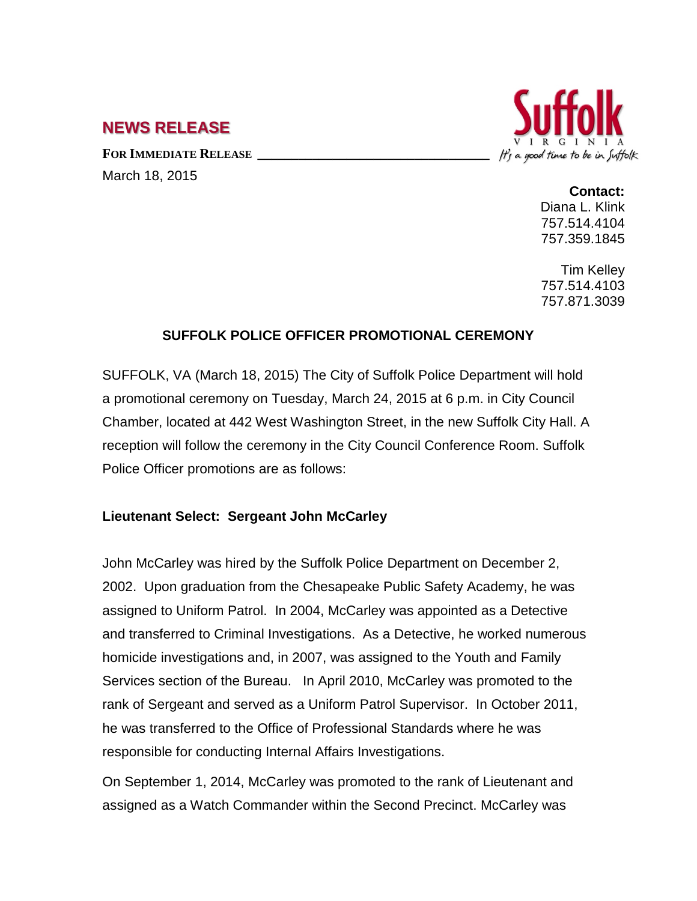## NEWS RELEASE

**FOR IMMEDIATE RELEASE**

March 18, 2015

Suffolk VIRGINIA It's a good time to be in Suffolk

**Contact:**
Diana L. Klink
757.514.4104
757.359.1845

Tim Kelley
757.514.4103
757.871.3039

### SUFFOLK POLICE OFFICER PROMOTIONAL CEREMONY

SUFFOLK, VA (March 18, 2015) The City of Suffolk Police Department will hold a promotional ceremony on Tuesday, March 24, 2015 at 6 p.m. in City Council Chamber, located at 442 West Washington Street, in the new Suffolk City Hall. A reception will follow the ceremony in the City Council Conference Room. Suffolk Police Officer promotions are as follows:

**Lieutenant Select: Sergeant John McCarley**

John McCarley was hired by the Suffolk Police Department on December 2, 2002. Upon graduation from the Chesapeake Public Safety Academy, he was assigned to Uniform Patrol. In 2004, McCarley was appointed as a Detective and transferred to Criminal Investigations. As a Detective, he worked numerous homicide investigations and, in 2007, was assigned to the Youth and Family Services section of the Bureau. In April 2010, McCarley was promoted to the rank of Sergeant and served as a Uniform Patrol Supervisor. In October 2011, he was transferred to the Office of Professional Standards where he was responsible for conducting Internal Affairs Investigations.

On September 1, 2014, McCarley was promoted to the rank of Lieutenant and assigned as a Watch Commander within the Second Precinct. McCarley was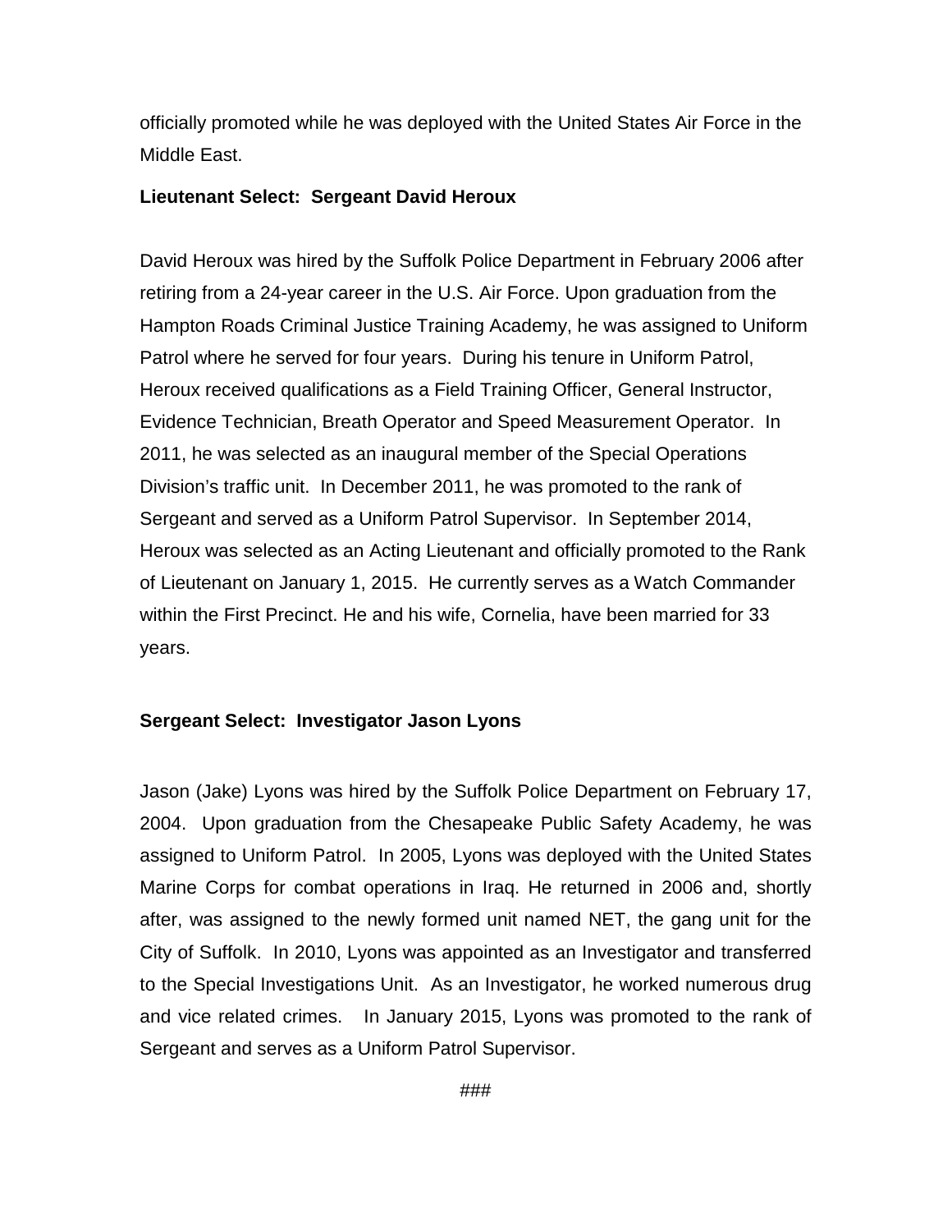officially promoted while he was deployed with the United States Air Force in the Middle East.

**Lieutenant Select: Sergeant David Heroux**

David Heroux was hired by the Suffolk Police Department in February 2006 after retiring from a 24-year career in the U.S. Air Force. Upon graduation from the Hampton Roads Criminal Justice Training Academy, he was assigned to Uniform Patrol where he served for four years. During his tenure in Uniform Patrol, Heroux received qualifications as a Field Training Officer, General Instructor, Evidence Technician, Breath Operator and Speed Measurement Operator. In 2011, he was selected as an inaugural member of the Special Operations Division's traffic unit. In December 2011, he was promoted to the rank of Sergeant and served as a Uniform Patrol Supervisor. In September 2014, Heroux was selected as an Acting Lieutenant and officially promoted to the Rank of Lieutenant on January 1, 2015. He currently serves as a Watch Commander within the First Precinct. He and his wife, Cornelia, have been married for 33 years.

**Sergeant Select: Investigator Jason Lyons**

Jason (Jake) Lyons was hired by the Suffolk Police Department on February 17, 2004. Upon graduation from the Chesapeake Public Safety Academy, he was assigned to Uniform Patrol. In 2005, Lyons was deployed with the United States Marine Corps for combat operations in Iraq. He returned in 2006 and, shortly after, was assigned to the newly formed unit named NET, the gang unit for the City of Suffolk. In 2010, Lyons was appointed as an Investigator and transferred to the Special Investigations Unit. As an Investigator, he worked numerous drug and vice related crimes. In January 2015, Lyons was promoted to the rank of Sergeant and serves as a Uniform Patrol Supervisor.

###